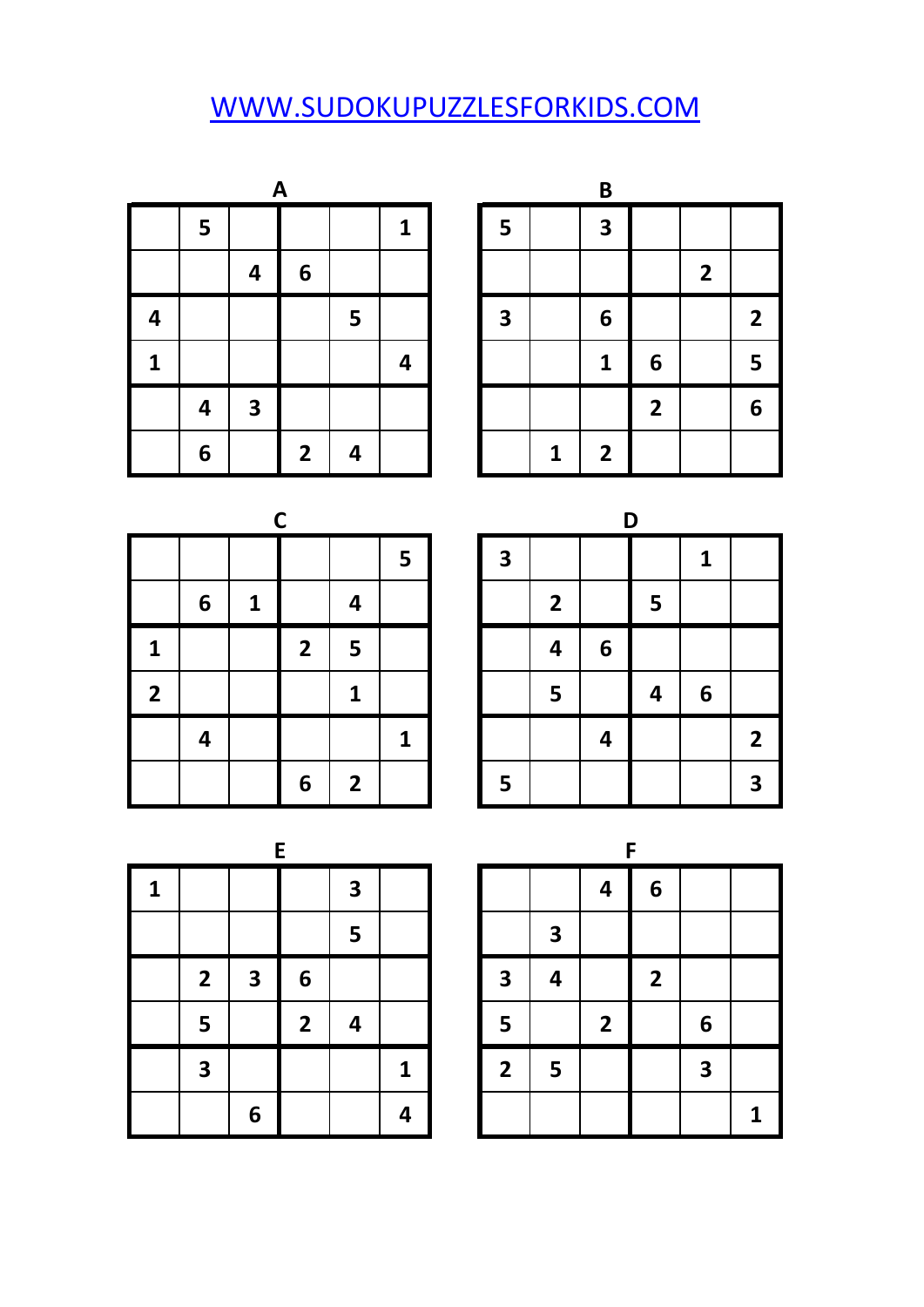WWW.SUDOKUPUZZLESFORKIDS.COM

### A

| | | | | | |
|---|---|---|---|---|---|
| | 5 | | | | 1 |
| | | 4 | 6 | | |
| 4 | | | | 5 | |
| 1 | | | | | 4 |
| | 4 | 3 | | | |
| | 6 | | 2 | 4 | |

### B

| | | | | | |
|---|---|---|---|---|---|
| 5 | | 3 | | | |
| | | | | 2 | |
| 3 | | 6 | | | 2 |
| | | 1 | 6 | | 5 |
| | | | 2 | | 6 |
| | 1 | 2 | | | |

### C

| | | | | | |
|---|---|---|---|---|---|
| | | | | | 5 |
| | 6 | 1 | | 4 | |
| 1 | | | 2 | 5 | |
| 2 | | | | 1 | |
| | 4 | | | | 1 |
| | | | 6 | 2 | |

### D

| | | | | | |
|---|---|---|---|---|---|
| 3 | | | | 1 | |
| | 2 | | 5 | | |
| | 4 | 6 | | | |
| | 5 | | 4 | 6 | |
| | | 4 | | | 2 |
| 5 | | | | | 3 |

### E

| | | | | | |
|---|---|---|---|---|---|
| 1 | | | | 3 | |
| | | | | 5 | |
| | 2 | 3 | 6 | | |
| | 5 | | 2 | 4 | |
| | 3 | | | | 1 |
| | | 6 | | | 4 |

### F

| | | | | | |
|---|---|---|---|---|---|
| | | 4 | 6 | | |
| | 3 | | | | |
| 3 | 4 | | 2 | | |
| 5 | | 2 | | 6 | |
| 2 | 5 | | | 3 | |
| | | | | | 1 |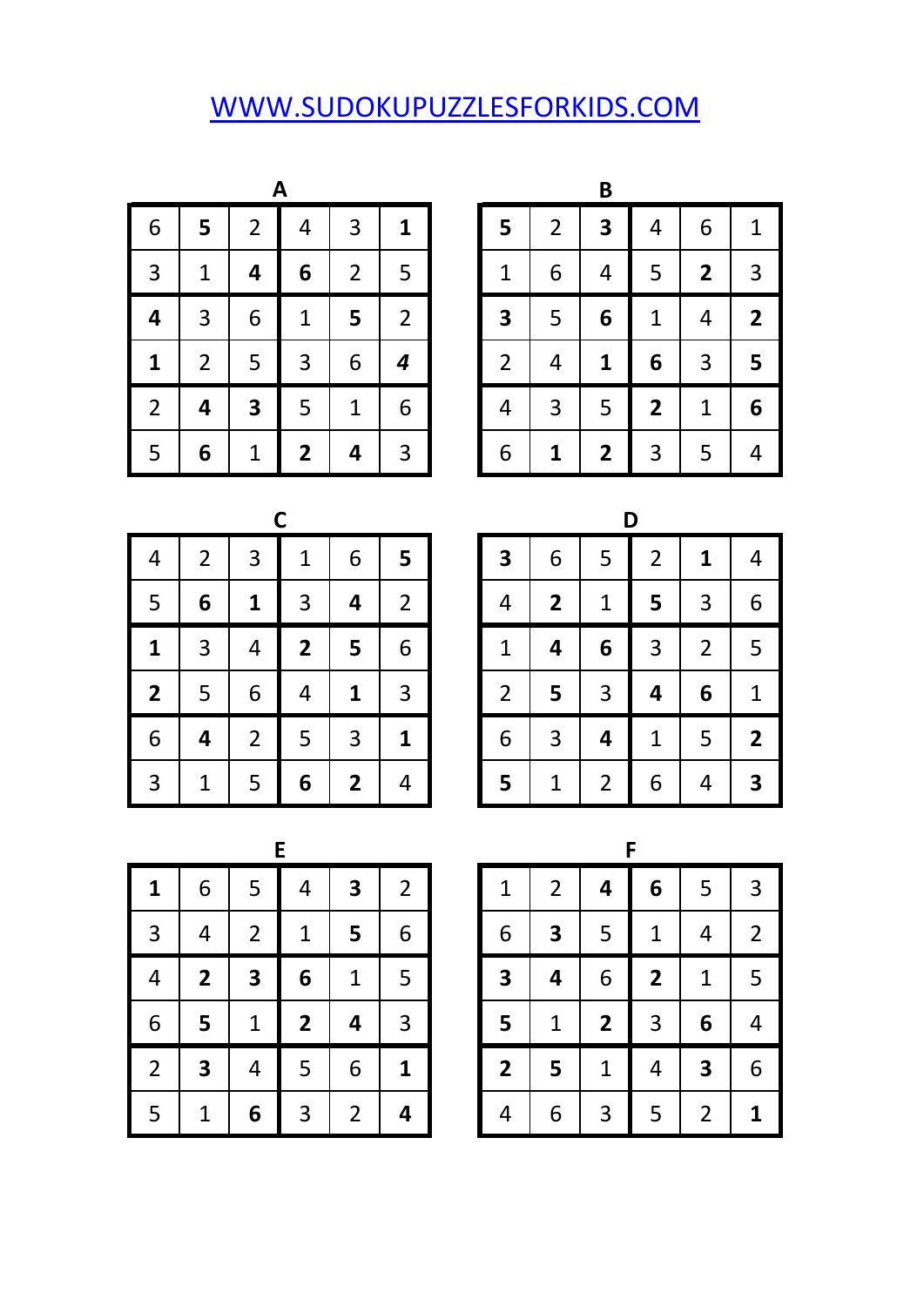WWW.SUDOKUPUZZLESFORKIDS.COM

**A**

| | | | | | |
|---|---|---|---|---|---|
| 6 | **5** | 2 | 4 | 3 | **1** |
| 3 | 1 | **4** | **6** | 2 | 5 |
| **4** | 3 | 6 | 1 | **5** | 2 |
| **1** | 2 | 5 | 3 | 6 | ***4*** |
| 2 | **4** | **3** | 5 | 1 | 6 |
| 5 | **6** | 1 | **2** | **4** | 3 |

**B**

| | | | | | |
|---|---|---|---|---|---|
| **5** | 2 | **3** | 4 | 6 | 1 |
| 1 | 6 | 4 | 5 | **2** | 3 |
| **3** | 5 | **6** | 1 | 4 | **2** |
| 2 | 4 | **1** | **6** | 3 | **5** |
| 4 | 3 | 5 | **2** | 1 | **6** |
| 6 | **1** | **2** | 3 | 5 | 4 |

**C**

| | | | | | |
|---|---|---|---|---|---|
| 4 | 2 | 3 | 1 | 6 | **5** |
| 5 | **6** | **1** | 3 | **4** | 2 |
| **1** | 3 | 4 | **2** | **5** | 6 |
| **2** | 5 | 6 | 4 | **1** | 3 |
| 6 | **4** | 2 | 5 | 3 | **1** |
| 3 | 1 | 5 | **6** | **2** | 4 |

**D**

| | | | | | |
|---|---|---|---|---|---|
| **3** | 6 | 5 | 2 | **1** | 4 |
| 4 | **2** | 1 | **5** | 3 | 6 |
| 1 | **4** | **6** | 3 | 2 | 5 |
| 2 | **5** | 3 | **4** | **6** | 1 |
| 6 | 3 | **4** | 1 | 5 | **2** |
| **5** | 1 | 2 | 6 | 4 | **3** |

**E**

| | | | | | |
|---|---|---|---|---|---|
| **1** | 6 | 5 | 4 | **3** | 2 |
| 3 | 4 | 2 | 1 | **5** | 6 |
| 4 | **2** | **3** | **6** | 1 | 5 |
| 6 | **5** | 1 | **2** | **4** | 3 |
| 2 | **3** | 4 | 5 | 6 | **1** |
| 5 | 1 | **6** | 3 | 2 | **4** |

**F**

| | | | | | |
|---|---|---|---|---|---|
| 1 | 2 | **4** | **6** | 5 | 3 |
| 6 | **3** | 5 | 1 | 4 | 2 |
| **3** | **4** | 6 | **2** | 1 | 5 |
| **5** | 1 | **2** | 3 | **6** | 4 |
| **2** | **5** | 1 | 4 | **3** | 6 |
| 4 | 6 | 3 | 5 | 2 | **1** |